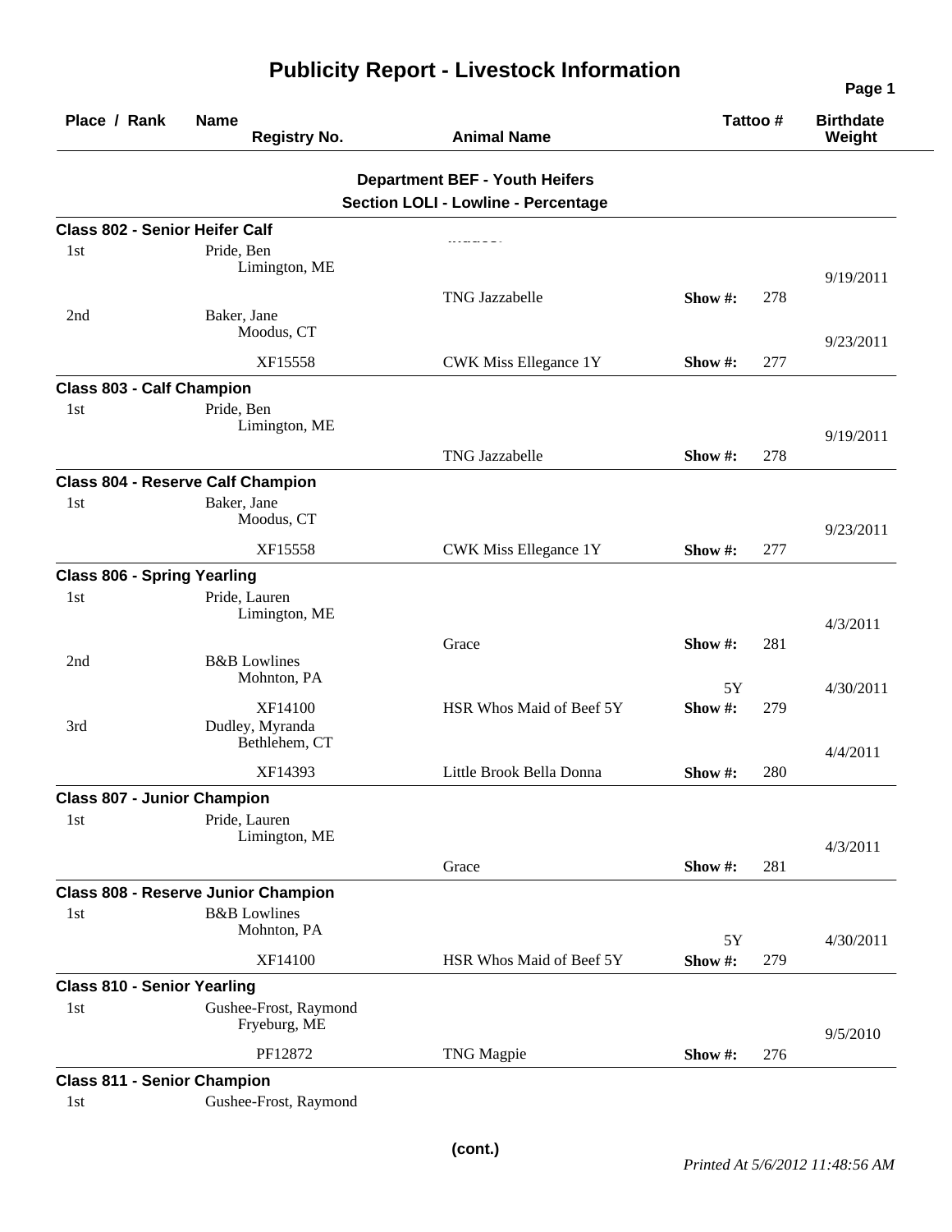# Publicity Report - Livestock Information

| Place / Rank | Name / Registry No. | Animal Name | Tattoo # | Birthdate / Weight |
|---|---|---|---|---|

### Department BEF - Youth Heifers
### Section LOLI - Lowline - Percentage

**Class 802 - Senior Heifer Calf**

| Place / Rank | Name / Registry No. | Animal Name | Tattoo # | Birthdate / Weight |
|---|---|---|---|---|
| 1st | Pride, Ben<br>Limington, ME | TNG Jazzabelle | Show #: 278 | 9/19/2011 |
| 2nd | Baker, Jane<br>Moodus, CT<br>XF15558 | CWK Miss Ellegance 1Y | Show #: 277 | 9/23/2011 |

**Class 803 - Calf Champion**

| Place / Rank | Name / Registry No. | Animal Name | Tattoo # | Birthdate / Weight |
|---|---|---|---|---|
| 1st | Pride, Ben<br>Limington, ME | TNG Jazzabelle | Show #: 278 | 9/19/2011 |

**Class 804 - Reserve Calf Champion**

| Place / Rank | Name / Registry No. | Animal Name | Tattoo # | Birthdate / Weight |
|---|---|---|---|---|
| 1st | Baker, Jane<br>Moodus, CT<br>XF15558 | CWK Miss Ellegance 1Y | Show #: 277 | 9/23/2011 |

**Class 806 - Spring Yearling**

| Place / Rank | Name / Registry No. | Animal Name | Tattoo # | Birthdate / Weight |
|---|---|---|---|---|
| 1st | Pride, Lauren<br>Limington, ME | Grace | Show #: 281 | 4/3/2011 |
| 2nd | B&B Lowlines<br>Mohnton, PA<br>XF14100 | HSR Whos Maid of Beef 5Y | 5Y<br>Show #: 279 | 4/30/2011 |
| 3rd | Dudley, Myranda<br>Bethlehem, CT<br>XF14393 | Little Brook Bella Donna | Show #: 280 | 4/4/2011 |

**Class 807 - Junior Champion**

| Place / Rank | Name / Registry No. | Animal Name | Tattoo # | Birthdate / Weight |
|---|---|---|---|---|
| 1st | Pride, Lauren<br>Limington, ME | Grace | Show #: 281 | 4/3/2011 |

**Class 808 - Reserve Junior Champion**

| Place / Rank | Name / Registry No. | Animal Name | Tattoo # | Birthdate / Weight |
|---|---|---|---|---|
| 1st | B&B Lowlines<br>Mohnton, PA<br>XF14100 | HSR Whos Maid of Beef 5Y | 5Y<br>Show #: 279 | 4/30/2011 |

**Class 810 - Senior Yearling**

| Place / Rank | Name / Registry No. | Animal Name | Tattoo # | Birthdate / Weight |
|---|---|---|---|---|
| 1st | Gushee-Frost, Raymond<br>Fryeburg, ME<br>PF12872 | TNG Magpie | Show #: 276 | 9/5/2010 |

**Class 811 - Senior Champion**

| Place / Rank | Name / Registry No. | Animal Name | Tattoo # | Birthdate / Weight |
|---|---|---|---|---|
| 1st | Gushee-Frost, Raymond | | | |

(cont.)

*Printed At 5/6/2012 11:48:56 AM*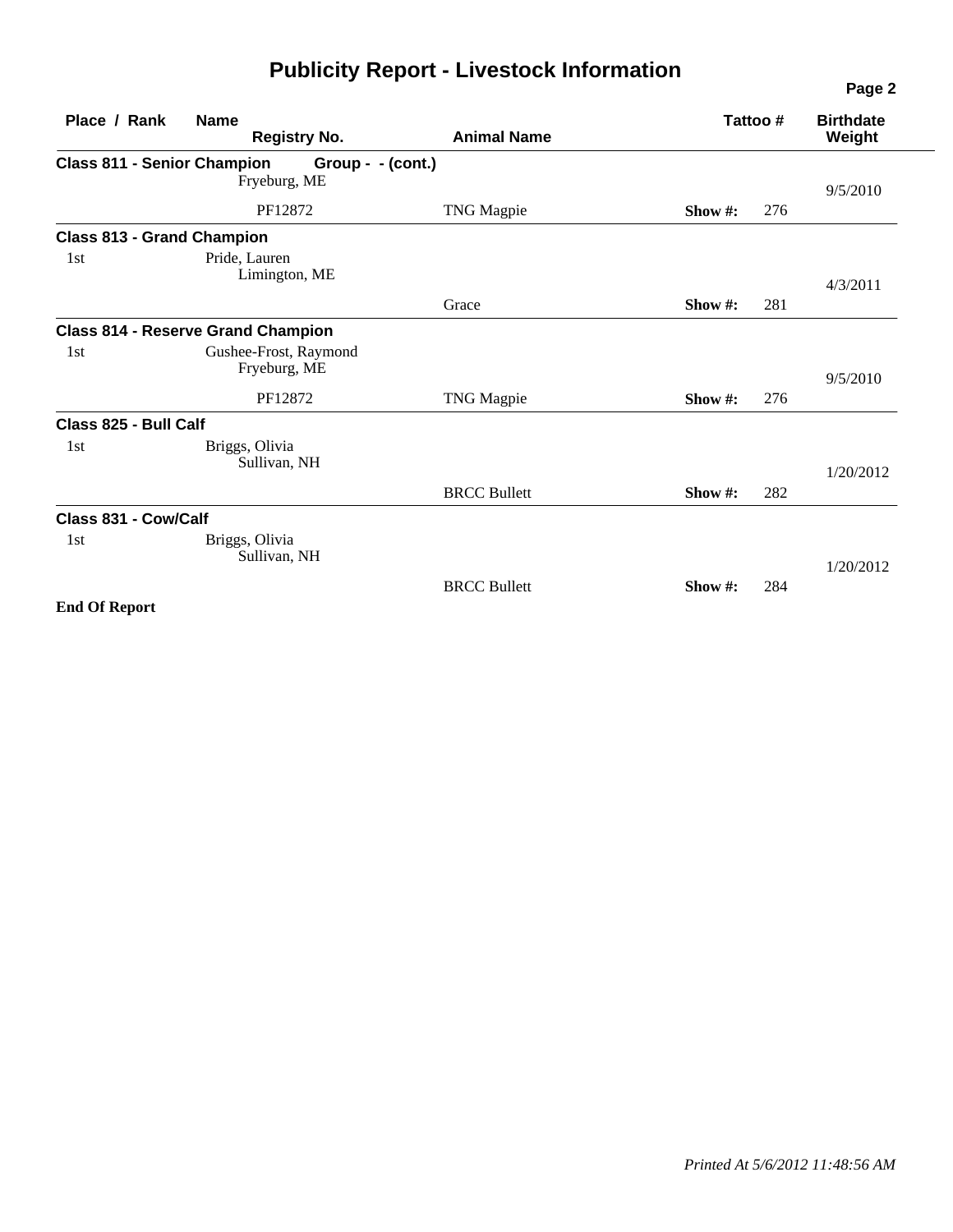# Publicity Report - Livestock Information

| Place / Rank | Name / Registry No. | Animal Name | | Tattoo # | Birthdate / Weight |
|---|---|---|---|---|---|
| **Class 811 - Senior Champion** | **Group - - (cont.)** | | | | |
| | Fryeburg, ME | | | | 9/5/2010 |
| | PF12872 | TNG Magpie | **Show #:** | 276 | |
| **Class 813 - Grand Champion** | | | | | |
| 1st | Pride, Lauren<br>Limington, ME | | | | 4/3/2011 |
| | | Grace | **Show #:** | 281 | |
| **Class 814 - Reserve Grand Champion** | | | | | |
| 1st | Gushee-Frost, Raymond<br>Fryeburg, ME | | | | 9/5/2010 |
| | PF12872 | TNG Magpie | **Show #:** | 276 | |
| **Class 825 - Bull Calf** | | | | | |
| 1st | Briggs, Olivia<br>Sullivan, NH | | | | 1/20/2012 |
| | | BRCC Bullett | **Show #:** | 282 | |
| **Class 831 - Cow/Calf** | | | | | |
| 1st | Briggs, Olivia<br>Sullivan, NH | | | | 1/20/2012 |
| | | BRCC Bullett | **Show #:** | 284 | |

**End Of Report**

*Printed At 5/6/2012 11:48:56 AM*